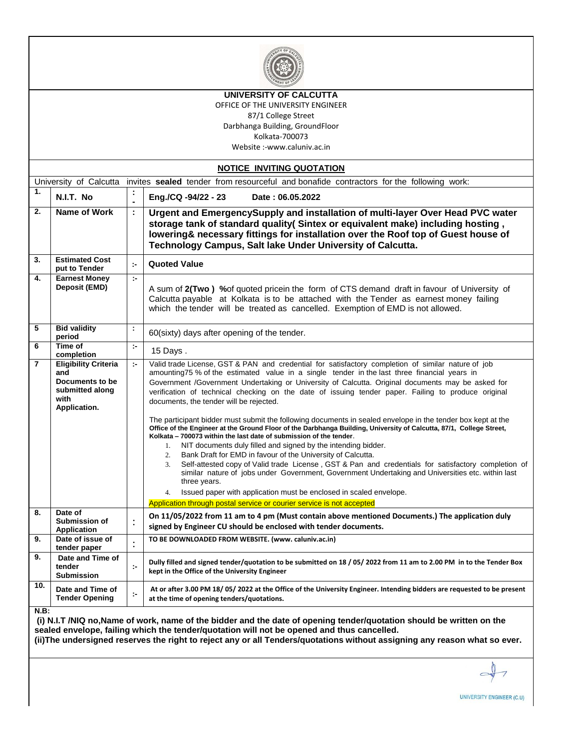**UNIVERSITY OF CALCUTTA**

OFFICE OF THE UNIVERSITY ENGINEER

87/1 College Street

Darbhanga Building, GroundFloor

Kolkata-700073

Website :-www.caluniv.ac.in

## NOTICE INVITING QUOTATION

University of Calcutta invites **sealed** tender from resourceful and bonafide contractors for the following work:

| | | | |
|---|---|---|---|
| 1. | **N.I.T. No** | :- | **Eng./CQ -94/22 - 23 Date : 06.05.2022** |
| 2. | **Name of Work** | : | **Urgent and EmergencySupply and installation of multi-layer Over Head PVC water storage tank of standard quality( Sintex or equivalent make) including hosting , lowering& necessary fittings for installation over the Roof top of Guest house of Technology Campus, Salt lake Under University of Calcutta.** |
| 3. | **Estimated Cost put to Tender** | :- | **Quoted Value** |
| 4. | **Earnest Money Deposit (EMD)** | :- | A sum of **2(Two ) %**of quoted pricein the form of CTS demand draft in favour of University of Calcutta payable at Kolkata is to be attached with the Tender as earnest money failing which the tender will be treated as cancelled. Exemption of EMD is not allowed. |
| 5 | **Bid validity period** | : | 60(sixty) days after opening of the tender. |
| 6 | **Time of completion** | :- | 15 Days . |
| 7 | **Eligibility Criteria and Documents to be submitted along with Application.** | :- | Valid trade License, GST & PAN and credential for satisfactory completion of similar nature of job amounting75 % of the estimated value in a single tender in the last three financial years in Government /Government Undertaking or University of Calcutta. Original documents may be asked for verification of technical checking on the date of issuing tender paper. Failing to produce original documents, the tender will be rejected.<br><br>The participant bidder must submit the following documents in sealed envelope in the tender box kept at the **Office of the Engineer at the Ground Floor of the Darbhanga Building, University of Calcutta, 87/1, College Street, Kolkata – 700073 within the last date of submission of the tender**.<br>1. NIT documents duly filled and signed by the intending bidder.<br>2. Bank Draft for EMD in favour of the University of Calcutta.<br>3. Self-attested copy of Valid trade License , GST & Pan and credentials for satisfactory completion of similar nature of jobs under Government, Government Undertaking and Universities etc. within last three years.<br>4. Issued paper with application must be enclosed in scaled envelope.<br><br>Application through postal service or courier service is not accepted |
| 8. | **Date of Submission of Application** | : | **On 11/05/2022 from 11 am to 4 pm (Must contain above mentioned Documents.) The application duly signed by Engineer CU should be enclosed with tender documents.** |
| 9. | **Date of issue of tender paper** | : | **TO BE DOWNLOADED FROM WEBSITE. (www. caluniv.ac.in)** |
| 9. | **Date and Time of tender Submission** | :- | **Dully filled and signed tender/quotation to be submitted on 18 / 05/ 2022 from 11 am to 2.00 PM in to the Tender Box kept in the Office of the University Engineer** |
| 10. | **Date and Time of Tender Opening** | :- | **At or after 3.00 PM 18/ 05/ 2022 at the Office of the University Engineer. Intending bidders are requested to be present at the time of opening tenders/quotations.** |

**N.B:**

**(i) N.I.T /NIQ no,Name of work, name of the bidder and the date of opening tender/quotation should be written on the sealed envelope, failing which the tender/quotation will not be opened and thus cancelled.**

**(ii)The undersigned reserves the right to reject any or all Tenders/quotations without assigning any reason what so ever.**

UNIVERSITY ENGINEER (C.U)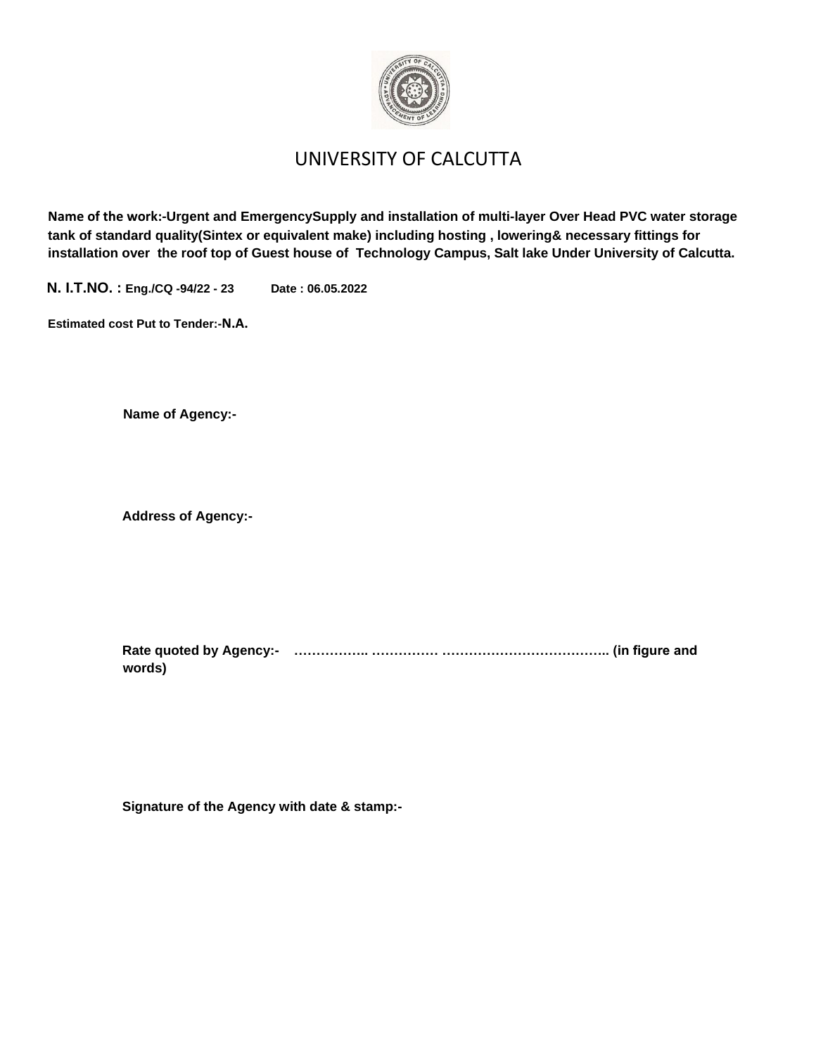# UNIVERSITY OF CALCUTTA

**Name of the work:-Urgent and EmergencySupply and installation of multi-layer Over Head PVC water storage tank of standard quality(Sintex or equivalent make) including hosting , lowering& necessary fittings for installation over the roof top of Guest house of Technology Campus, Salt lake Under University of Calcutta.**

**N. I.T.NO. : Eng./CQ -94/22 - 23** **Date : 06.05.2022**

**Estimated cost Put to Tender:-N.A.**

**Name of Agency:-**

**Address of Agency:-**

**Rate quoted by Agency:- …………….. …………… ……………………………….. (in figure and words)**

**Signature of the Agency with date & stamp:-**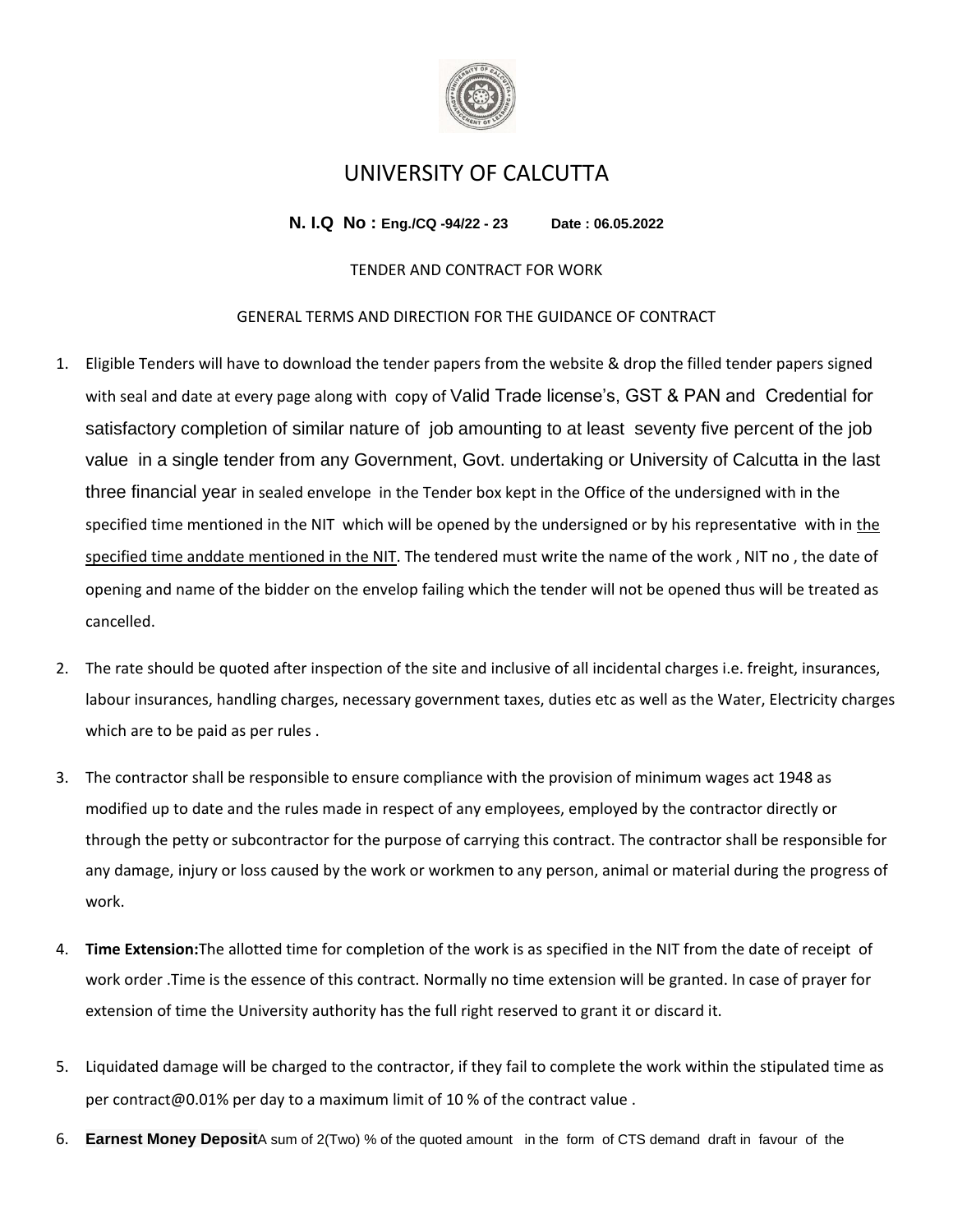# UNIVERSITY OF CALCUTTA

**N. I.Q No : Eng./CQ -94/22 - 23 Date : 06.05.2022**

TENDER AND CONTRACT FOR WORK

GENERAL TERMS AND DIRECTION FOR THE GUIDANCE OF CONTRACT

1. Eligible Tenders will have to download the tender papers from the website & drop the filled tender papers signed with seal and date at every page along with copy of Valid Trade license's, GST & PAN and Credential for satisfactory completion of similar nature of job amounting to at least seventy five percent of the job value in a single tender from any Government, Govt. undertaking or University of Calcutta in the last three financial year in sealed envelope in the Tender box kept in the Office of the undersigned with in the specified time mentioned in the NIT which will be opened by the undersigned or by his representative with in the specified time anddate mentioned in the NIT. The tendered must write the name of the work , NIT no , the date of opening and name of the bidder on the envelop failing which the tender will not be opened thus will be treated as cancelled.

2. The rate should be quoted after inspection of the site and inclusive of all incidental charges i.e. freight, insurances, labour insurances, handling charges, necessary government taxes, duties etc as well as the Water, Electricity charges which are to be paid as per rules .

3. The contractor shall be responsible to ensure compliance with the provision of minimum wages act 1948 as modified up to date and the rules made in respect of any employees, employed by the contractor directly or through the petty or subcontractor for the purpose of carrying this contract. The contractor shall be responsible for any damage, injury or loss caused by the work or workmen to any person, animal or material during the progress of work.

4. **Time Extension:**The allotted time for completion of the work is as specified in the NIT from the date of receipt of work order .Time is the essence of this contract. Normally no time extension will be granted. In case of prayer for extension of time the University authority has the full right reserved to grant it or discard it.

5. Liquidated damage will be charged to the contractor, if they fail to complete the work within the stipulated time as per contract@0.01% per day to a maximum limit of 10 % of the contract value .

6. **Earnest Money Deposit**A sum of 2(Two) % of the quoted amount in the form of CTS demand draft in favour of the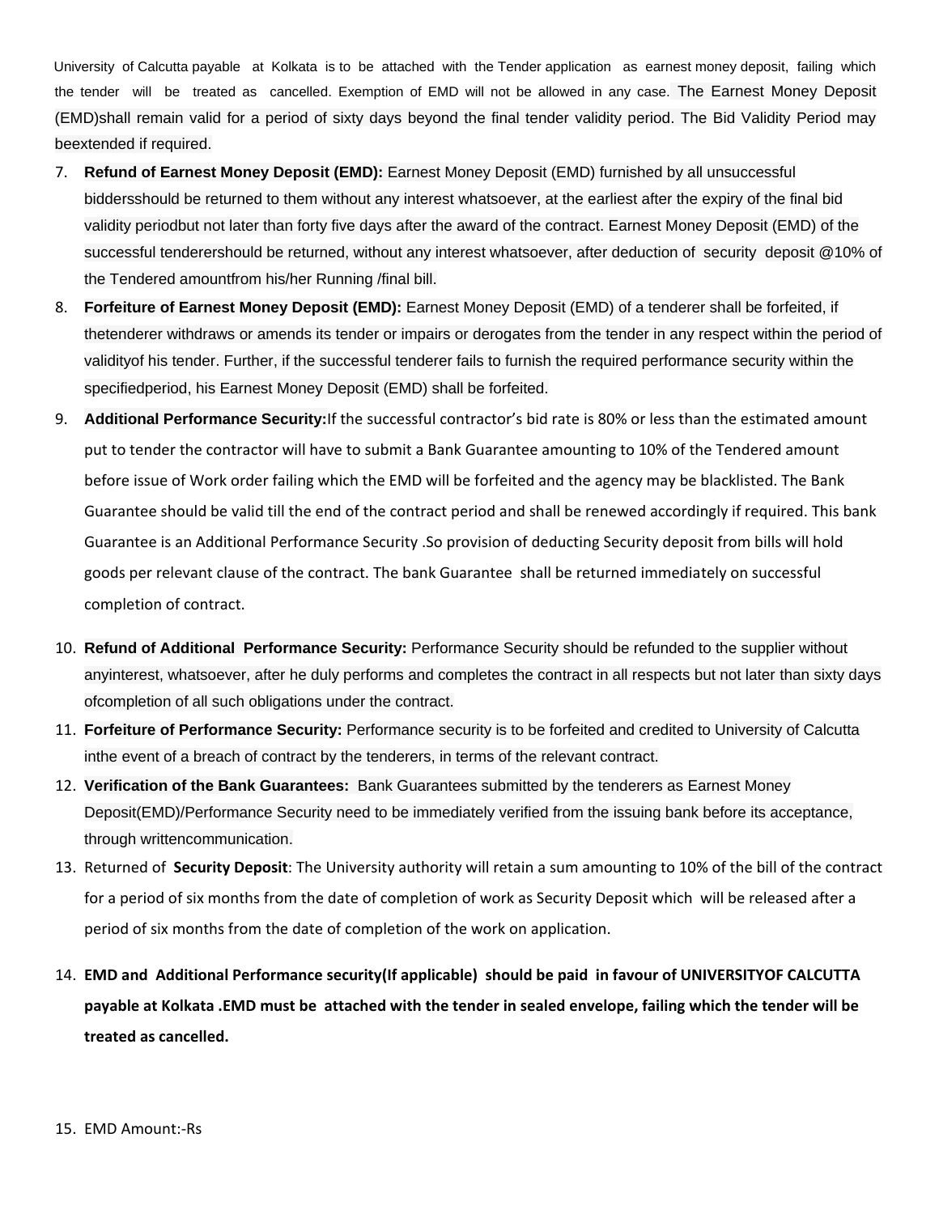University of Calcutta payable at Kolkata is to be attached with the Tender application as earnest money deposit, failing which the tender will be treated as cancelled. Exemption of EMD will not be allowed in any case. The Earnest Money Deposit (EMD)shall remain valid for a period of sixty days beyond the final tender validity period. The Bid Validity Period may beextended if required.

7. **Refund of Earnest Money Deposit (EMD):** Earnest Money Deposit (EMD) furnished by all unsuccessful biddersshould be returned to them without any interest whatsoever, at the earliest after the expiry of the final bid validity periodbut not later than forty five days after the award of the contract. Earnest Money Deposit (EMD) of the successful tenderershould be returned, without any interest whatsoever, after deduction of security deposit @10% of the Tendered amountfrom his/her Running /final bill.
8. **Forfeiture of Earnest Money Deposit (EMD):** Earnest Money Deposit (EMD) of a tenderer shall be forfeited, if thetenderer withdraws or amends its tender or impairs or derogates from the tender in any respect within the period of validityof his tender. Further, if the successful tenderer fails to furnish the required performance security within the specifiedperiod, his Earnest Money Deposit (EMD) shall be forfeited.
9. **Additional Performance Security:**If the successful contractor's bid rate is 80% or less than the estimated amount put to tender the contractor will have to submit a Bank Guarantee amounting to 10% of the Tendered amount before issue of Work order failing which the EMD will be forfeited and the agency may be blacklisted. The Bank Guarantee should be valid till the end of the contract period and shall be renewed accordingly if required. This bank Guarantee is an Additional Performance Security .So provision of deducting Security deposit from bills will hold goods per relevant clause of the contract. The bank Guarantee shall be returned immediately on successful completion of contract.
10. **Refund of Additional Performance Security:** Performance Security should be refunded to the supplier without anyinterest, whatsoever, after he duly performs and completes the contract in all respects but not later than sixty days ofcompletion of all such obligations under the contract.
11. **Forfeiture of Performance Security:** Performance security is to be forfeited and credited to University of Calcutta inthe event of a breach of contract by the tenderers, in terms of the relevant contract.
12. **Verification of the Bank Guarantees:** Bank Guarantees submitted by the tenderers as Earnest Money Deposit(EMD)/Performance Security need to be immediately verified from the issuing bank before its acceptance, through writtencommunication.
13. Returned of **Security Deposit**: The University authority will retain a sum amounting to 10% of the bill of the contract for a period of six months from the date of completion of work as Security Deposit which will be released after a period of six months from the date of completion of the work on application.
14. **EMD and Additional Performance security(If applicable) should be paid in favour of UNIVERSITYOF CALCUTTA payable at Kolkata .EMD must be attached with the tender in sealed envelope, failing which the tender will be treated as cancelled.**
15. EMD Amount:-Rs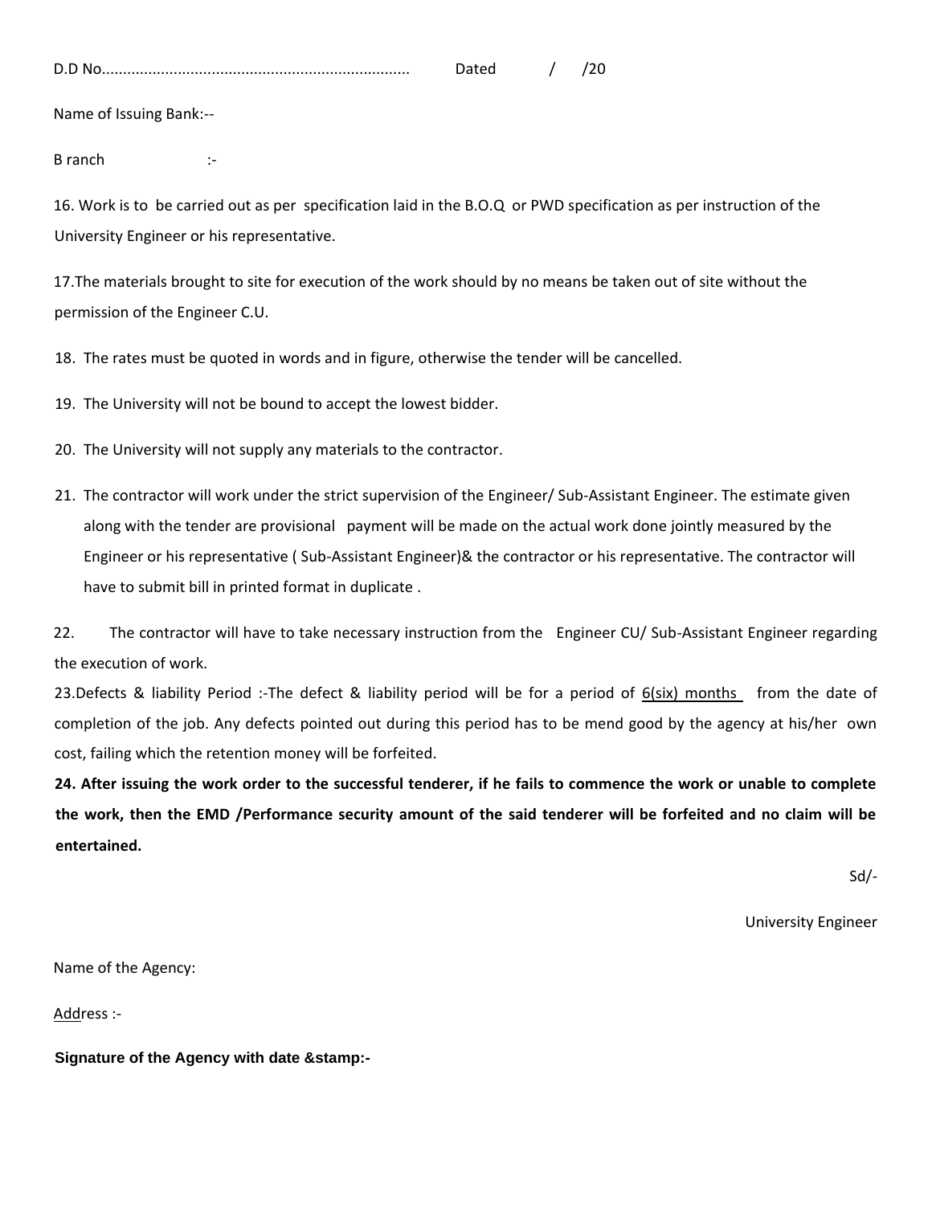D.D No........................................................................ Dated / /20

Name of Issuing Bank:--

B ranch :-

16. Work is to be carried out as per specification laid in the B.O.Q or PWD specification as per instruction of the University Engineer or his representative.

17.The materials brought to site for execution of the work should by no means be taken out of site without the permission of the Engineer C.U.

18. The rates must be quoted in words and in figure, otherwise the tender will be cancelled.

19. The University will not be bound to accept the lowest bidder.

20. The University will not supply any materials to the contractor.

21. The contractor will work under the strict supervision of the Engineer/ Sub-Assistant Engineer. The estimate given along with the tender are provisional payment will be made on the actual work done jointly measured by the Engineer or his representative ( Sub-Assistant Engineer)& the contractor or his representative. The contractor will have to submit bill in printed format in duplicate .

22. The contractor will have to take necessary instruction from the Engineer CU/ Sub-Assistant Engineer regarding the execution of work.

23.Defects & liability Period :-The defect & liability period will be for a period of 6(six) months from the date of completion of the job. Any defects pointed out during this period has to be mend good by the agency at his/her own cost, failing which the retention money will be forfeited.

**24. After issuing the work order to the successful tenderer, if he fails to commence the work or unable to complete the work, then the EMD /Performance security amount of the said tenderer will be forfeited and no claim will be entertained.**

Sd/-

University Engineer

Name of the Agency:

Address :-

**Signature of the Agency with date &stamp:-**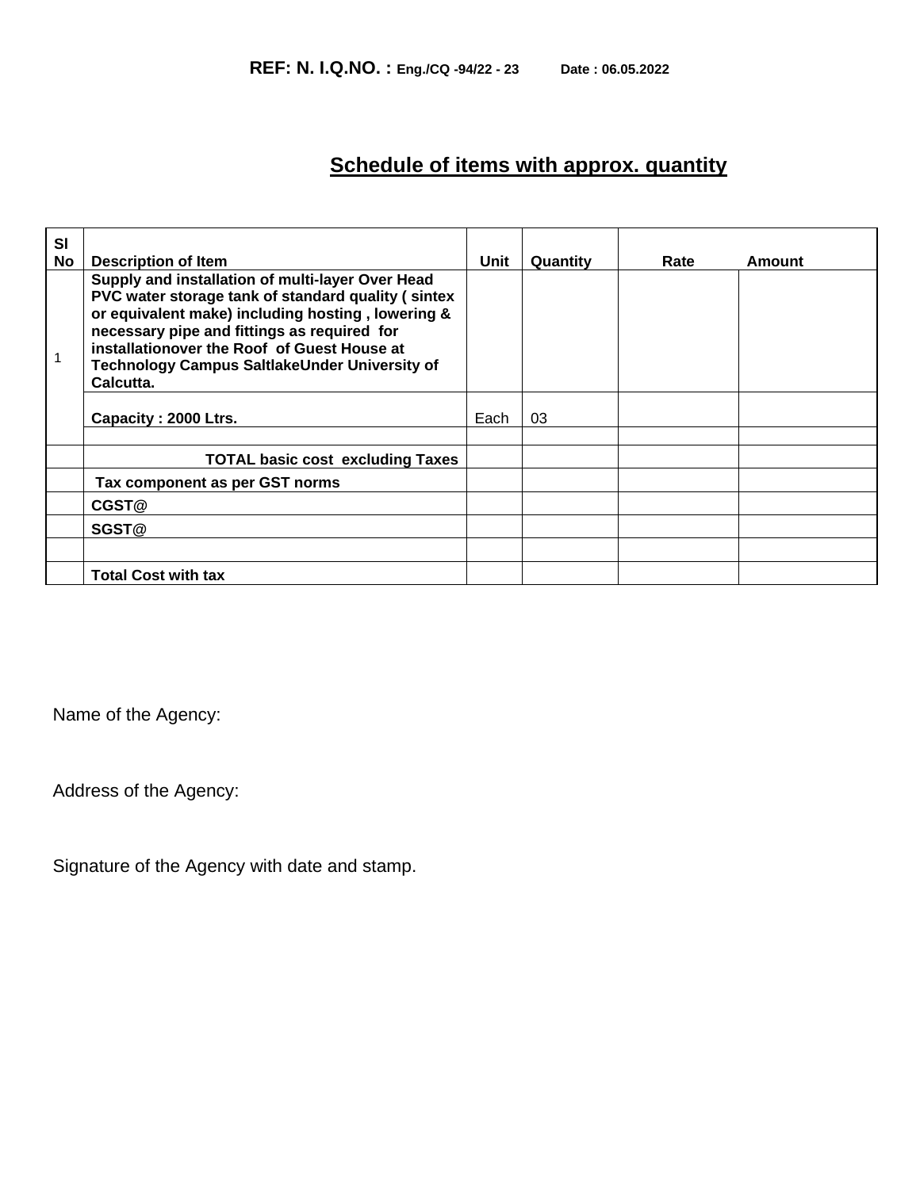**REF: N. I.Q.NO. : Eng./CQ -94/22 - 23 Date : 06.05.2022**

## Schedule of items with approx. quantity

| Sl No | Description of Item | Unit | Quantity | Rate | Amount |
|---|---|---|---|---|---|
| 1 | **Supply and installation of multi-layer Over Head PVC water storage tank of standard quality ( sintex or equivalent make) including hosting , lowering & necessary pipe and fittings as required for installationover the Roof of Guest House at Technology Campus SaltlakeUnder University of Calcutta.** | | | | |
| | **Capacity : 2000 Ltrs.** | Each | 03 | | |
| | | | | | |
| | **TOTAL basic cost excluding Taxes** | | | | |
| | **Tax component as per GST norms** | | | | |
| | **CGST@** | | | | |
| | **SGST@** | | | | |
| | | | | | |
| | **Total Cost with tax** | | | | |

Name of the Agency:

Address of the Agency:

Signature of the Agency with date and stamp.